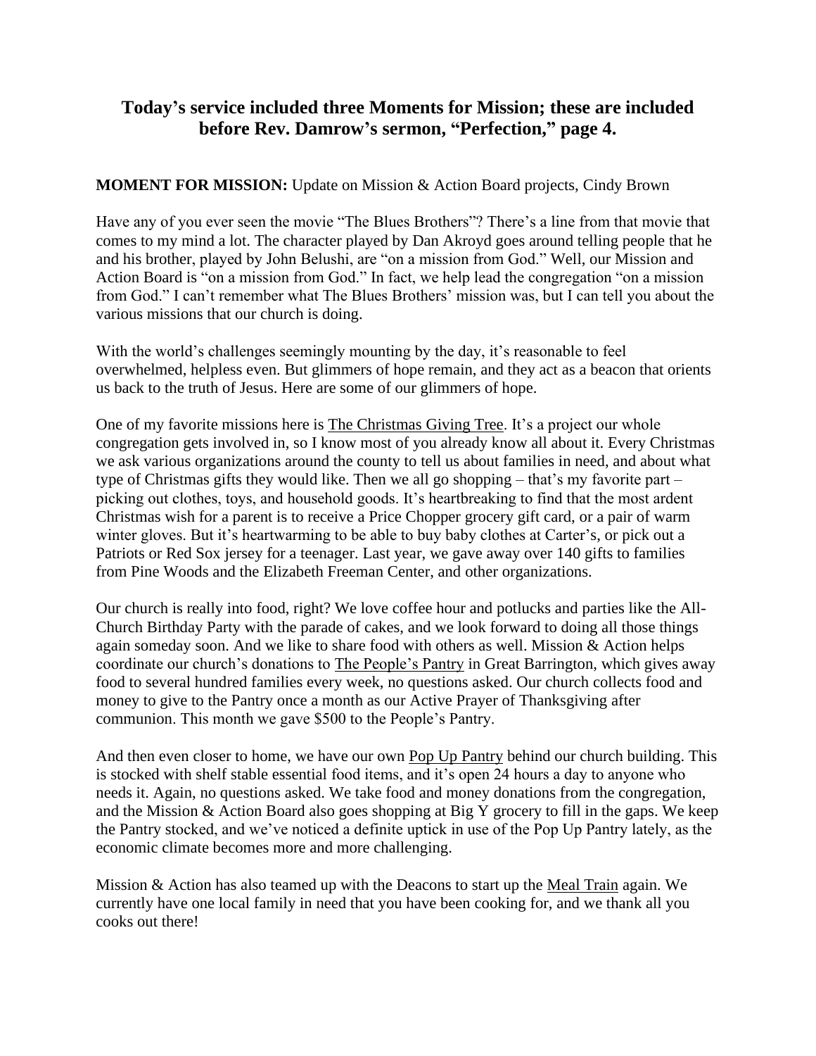## Today's service included three Moments for Mission; these are included before Rev. Damrow's sermon, "Perfection," page 4.

**MOMENT FOR MISSION:** Update on Mission & Action Board projects, Cindy Brown

Have any of you ever seen the movie "The Blues Brothers"? There's a line from that movie that comes to my mind a lot. The character played by Dan Akroyd goes around telling people that he and his brother, played by John Belushi, are "on a mission from God." Well, our Mission and Action Board is "on a mission from God." In fact, we help lead the congregation "on a mission from God." I can't remember what The Blues Brothers' mission was, but I can tell you about the various missions that our church is doing.

With the world's challenges seemingly mounting by the day, it's reasonable to feel overwhelmed, helpless even. But glimmers of hope remain, and they act as a beacon that orients us back to the truth of Jesus. Here are some of our glimmers of hope.

One of my favorite missions here is The Christmas Giving Tree. It's a project our whole congregation gets involved in, so I know most of you already know all about it. Every Christmas we ask various organizations around the county to tell us about families in need, and about what type of Christmas gifts they would like. Then we all go shopping – that's my favorite part – picking out clothes, toys, and household goods. It's heartbreaking to find that the most ardent Christmas wish for a parent is to receive a Price Chopper grocery gift card, or a pair of warm winter gloves. But it's heartwarming to be able to buy baby clothes at Carter's, or pick out a Patriots or Red Sox jersey for a teenager. Last year, we gave away over 140 gifts to families from Pine Woods and the Elizabeth Freeman Center, and other organizations.

Our church is really into food, right? We love coffee hour and potlucks and parties like the All-Church Birthday Party with the parade of cakes, and we look forward to doing all those things again someday soon. And we like to share food with others as well. Mission & Action helps coordinate our church's donations to The People's Pantry in Great Barrington, which gives away food to several hundred families every week, no questions asked. Our church collects food and money to give to the Pantry once a month as our Active Prayer of Thanksgiving after communion. This month we gave $500 to the People's Pantry.

And then even closer to home, we have our own Pop Up Pantry behind our church building. This is stocked with shelf stable essential food items, and it's open 24 hours a day to anyone who needs it. Again, no questions asked. We take food and money donations from the congregation, and the Mission & Action Board also goes shopping at Big Y grocery to fill in the gaps. We keep the Pantry stocked, and we've noticed a definite uptick in use of the Pop Up Pantry lately, as the economic climate becomes more and more challenging.

Mission & Action has also teamed up with the Deacons to start up the Meal Train again. We currently have one local family in need that you have been cooking for, and we thank all you cooks out there!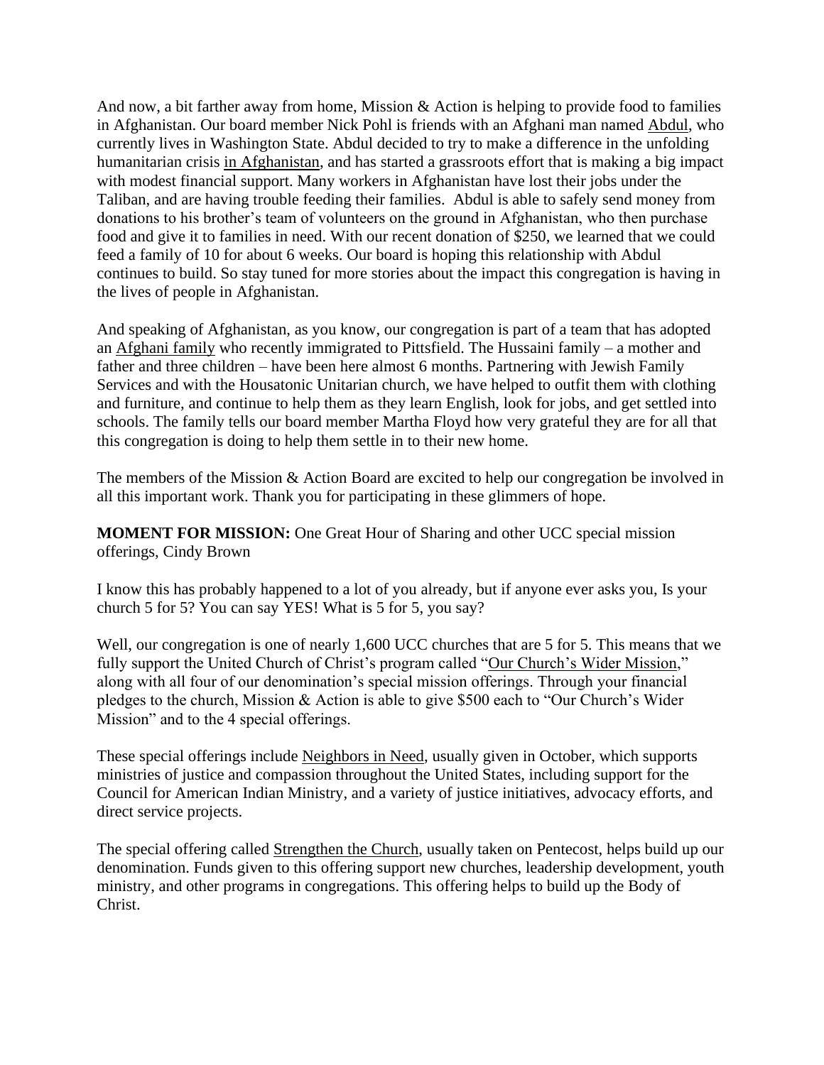And now, a bit farther away from home, Mission & Action is helping to provide food to families in Afghanistan. Our board member Nick Pohl is friends with an Afghani man named Abdul, who currently lives in Washington State. Abdul decided to try to make a difference in the unfolding humanitarian crisis in Afghanistan, and has started a grassroots effort that is making a big impact with modest financial support. Many workers in Afghanistan have lost their jobs under the Taliban, and are having trouble feeding their families. Abdul is able to safely send money from donations to his brother's team of volunteers on the ground in Afghanistan, who then purchase food and give it to families in need. With our recent donation of $250, we learned that we could feed a family of 10 for about 6 weeks. Our board is hoping this relationship with Abdul continues to build. So stay tuned for more stories about the impact this congregation is having in the lives of people in Afghanistan.

And speaking of Afghanistan, as you know, our congregation is part of a team that has adopted an Afghani family who recently immigrated to Pittsfield. The Hussaini family – a mother and father and three children – have been here almost 6 months. Partnering with Jewish Family Services and with the Housatonic Unitarian church, we have helped to outfit them with clothing and furniture, and continue to help them as they learn English, look for jobs, and get settled into schools. The family tells our board member Martha Floyd how very grateful they are for all that this congregation is doing to help them settle in to their new home.

The members of the Mission & Action Board are excited to help our congregation be involved in all this important work. Thank you for participating in these glimmers of hope.

**MOMENT FOR MISSION:** One Great Hour of Sharing and other UCC special mission offerings, Cindy Brown

I know this has probably happened to a lot of you already, but if anyone ever asks you, Is your church 5 for 5? You can say YES! What is 5 for 5, you say?

Well, our congregation is one of nearly 1,600 UCC churches that are 5 for 5. This means that we fully support the United Church of Christ's program called "Our Church's Wider Mission," along with all four of our denomination's special mission offerings. Through your financial pledges to the church, Mission & Action is able to give $500 each to "Our Church's Wider Mission" and to the 4 special offerings.

These special offerings include Neighbors in Need, usually given in October, which supports ministries of justice and compassion throughout the United States, including support for the Council for American Indian Ministry, and a variety of justice initiatives, advocacy efforts, and direct service projects.

The special offering called Strengthen the Church, usually taken on Pentecost, helps build up our denomination. Funds given to this offering support new churches, leadership development, youth ministry, and other programs in congregations. This offering helps to build up the Body of Christ.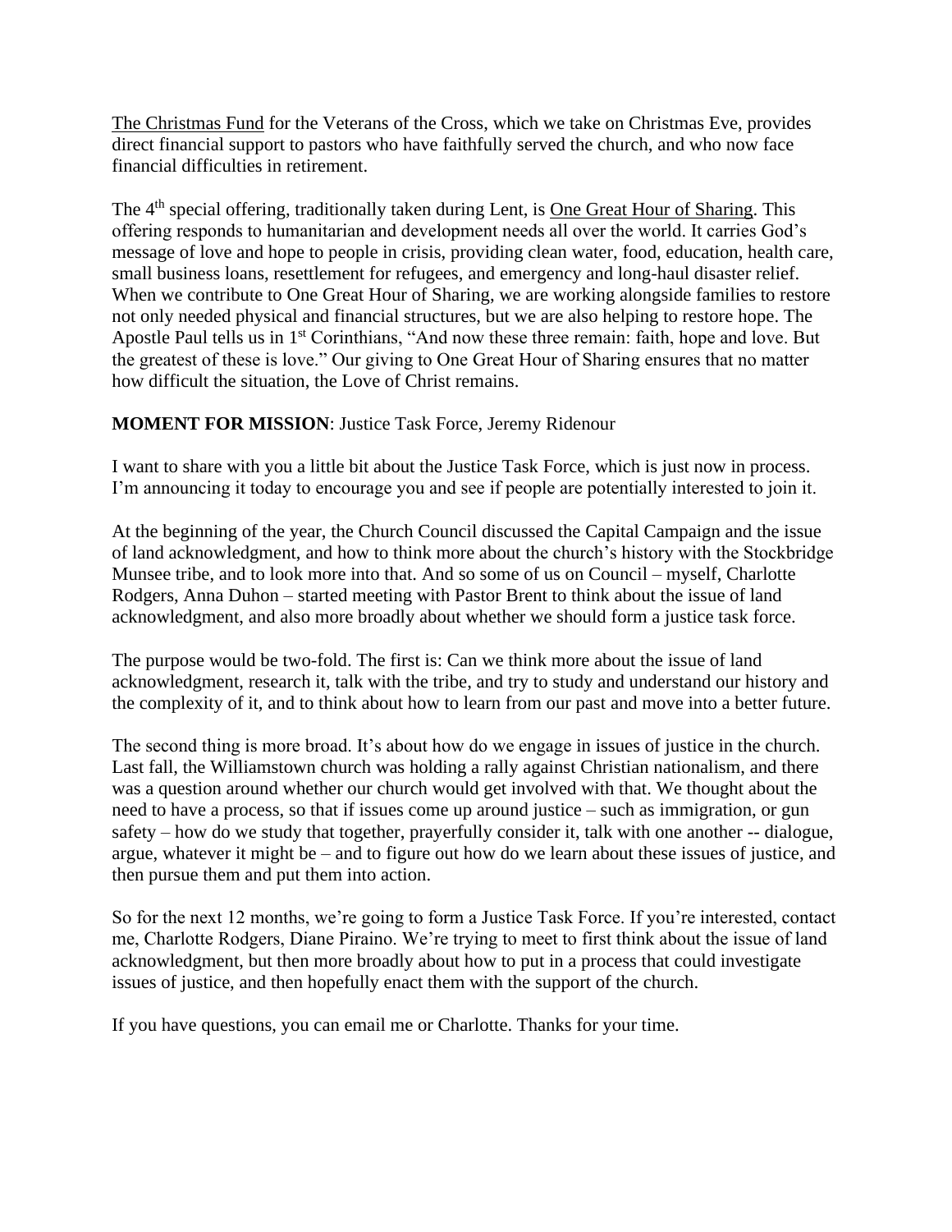The Christmas Fund for the Veterans of the Cross, which we take on Christmas Eve, provides direct financial support to pastors who have faithfully served the church, and who now face financial difficulties in retirement.

The 4th special offering, traditionally taken during Lent, is One Great Hour of Sharing. This offering responds to humanitarian and development needs all over the world. It carries God's message of love and hope to people in crisis, providing clean water, food, education, health care, small business loans, resettlement for refugees, and emergency and long-haul disaster relief. When we contribute to One Great Hour of Sharing, we are working alongside families to restore not only needed physical and financial structures, but we are also helping to restore hope. The Apostle Paul tells us in 1st Corinthians, "And now these three remain: faith, hope and love. But the greatest of these is love." Our giving to One Great Hour of Sharing ensures that no matter how difficult the situation, the Love of Christ remains.

**MOMENT FOR MISSION**: Justice Task Force, Jeremy Ridenour

I want to share with you a little bit about the Justice Task Force, which is just now in process. I'm announcing it today to encourage you and see if people are potentially interested to join it.

At the beginning of the year, the Church Council discussed the Capital Campaign and the issue of land acknowledgment, and how to think more about the church's history with the Stockbridge Munsee tribe, and to look more into that. And so some of us on Council – myself, Charlotte Rodgers, Anna Duhon – started meeting with Pastor Brent to think about the issue of land acknowledgment, and also more broadly about whether we should form a justice task force.

The purpose would be two-fold. The first is: Can we think more about the issue of land acknowledgment, research it, talk with the tribe, and try to study and understand our history and the complexity of it, and to think about how to learn from our past and move into a better future.

The second thing is more broad. It's about how do we engage in issues of justice in the church. Last fall, the Williamstown church was holding a rally against Christian nationalism, and there was a question around whether our church would get involved with that. We thought about the need to have a process, so that if issues come up around justice – such as immigration, or gun safety – how do we study that together, prayerfully consider it, talk with one another -- dialogue, argue, whatever it might be – and to figure out how do we learn about these issues of justice, and then pursue them and put them into action.

So for the next 12 months, we're going to form a Justice Task Force. If you're interested, contact me, Charlotte Rodgers, Diane Piraino. We're trying to meet to first think about the issue of land acknowledgment, but then more broadly about how to put in a process that could investigate issues of justice, and then hopefully enact them with the support of the church.

If you have questions, you can email me or Charlotte. Thanks for your time.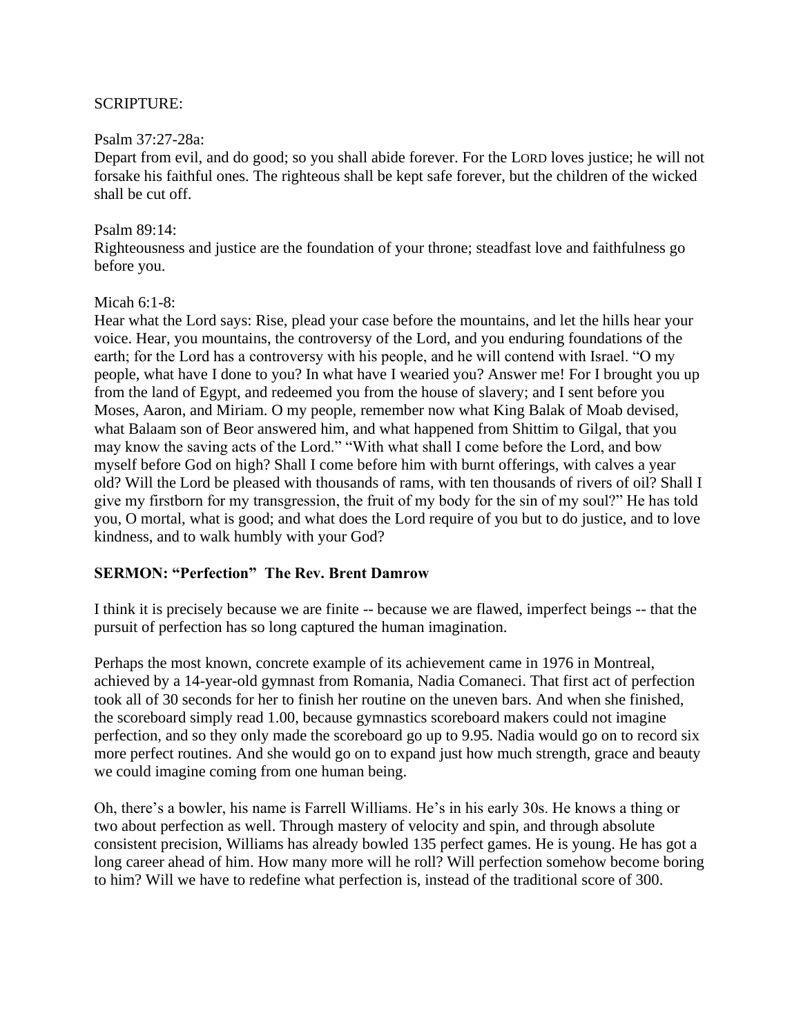SCRIPTURE:

Psalm 37:27-28a:
Depart from evil, and do good; so you shall abide forever. For the LORD loves justice; he will not forsake his faithful ones. The righteous shall be kept safe forever, but the children of the wicked shall be cut off.

Psalm 89:14:
Righteousness and justice are the foundation of your throne; steadfast love and faithfulness go before you.

Micah 6:1-8:
Hear what the Lord says: Rise, plead your case before the mountains, and let the hills hear your voice. Hear, you mountains, the controversy of the Lord, and you enduring foundations of the earth; for the Lord has a controversy with his people, and he will contend with Israel. "O my people, what have I done to you? In what have I wearied you? Answer me! For I brought you up from the land of Egypt, and redeemed you from the house of slavery; and I sent before you Moses, Aaron, and Miriam. O my people, remember now what King Balak of Moab devised, what Balaam son of Beor answered him, and what happened from Shittim to Gilgal, that you may know the saving acts of the Lord." "With what shall I come before the Lord, and bow myself before God on high? Shall I come before him with burnt offerings, with calves a year old? Will the Lord be pleased with thousands of rams, with ten thousands of rivers of oil? Shall I give my firstborn for my transgression, the fruit of my body for the sin of my soul?" He has told you, O mortal, what is good; and what does the Lord require of you but to do justice, and to love kindness, and to walk humbly with your God?

**SERMON: "Perfection" The Rev. Brent Damrow**

I think it is precisely because we are finite -- because we are flawed, imperfect beings -- that the pursuit of perfection has so long captured the human imagination.

Perhaps the most known, concrete example of its achievement came in 1976 in Montreal, achieved by a 14-year-old gymnast from Romania, Nadia Comaneci. That first act of perfection took all of 30 seconds for her to finish her routine on the uneven bars. And when she finished, the scoreboard simply read 1.00, because gymnastics scoreboard makers could not imagine perfection, and so they only made the scoreboard go up to 9.95. Nadia would go on to record six more perfect routines. And she would go on to expand just how much strength, grace and beauty we could imagine coming from one human being.

Oh, there's a bowler, his name is Farrell Williams. He's in his early 30s. He knows a thing or two about perfection as well. Through mastery of velocity and spin, and through absolute consistent precision, Williams has already bowled 135 perfect games. He is young. He has got a long career ahead of him. How many more will he roll? Will perfection somehow become boring to him? Will we have to redefine what perfection is, instead of the traditional score of 300.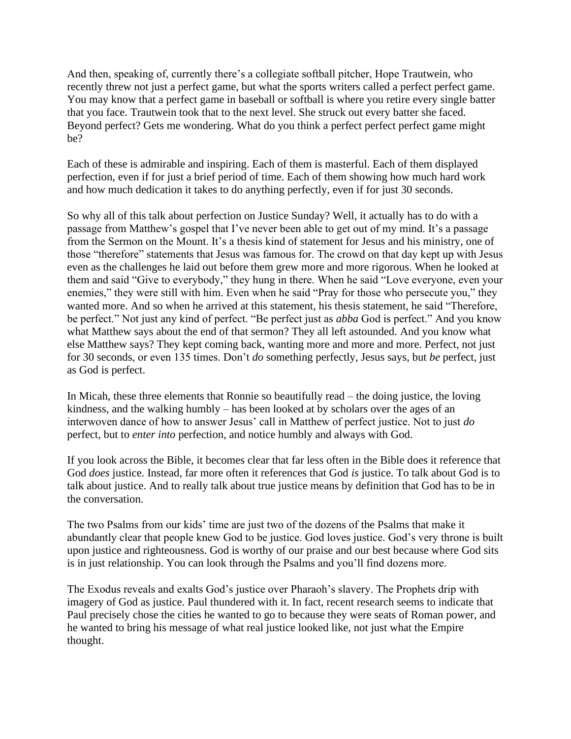And then, speaking of, currently there's a collegiate softball pitcher, Hope Trautwein, who recently threw not just a perfect game, but what the sports writers called a perfect perfect game. You may know that a perfect game in baseball or softball is where you retire every single batter that you face. Trautwein took that to the next level. She struck out every batter she faced. Beyond perfect? Gets me wondering. What do you think a perfect perfect perfect game might be?

Each of these is admirable and inspiring. Each of them is masterful. Each of them displayed perfection, even if for just a brief period of time. Each of them showing how much hard work and how much dedication it takes to do anything perfectly, even if for just 30 seconds.

So why all of this talk about perfection on Justice Sunday? Well, it actually has to do with a passage from Matthew's gospel that I've never been able to get out of my mind. It's a passage from the Sermon on the Mount. It's a thesis kind of statement for Jesus and his ministry, one of those "therefore" statements that Jesus was famous for. The crowd on that day kept up with Jesus even as the challenges he laid out before them grew more and more rigorous. When he looked at them and said "Give to everybody," they hung in there. When he said "Love everyone, even your enemies," they were still with him. Even when he said "Pray for those who persecute you," they wanted more. And so when he arrived at this statement, his thesis statement, he said "Therefore, be perfect." Not just any kind of perfect. "Be perfect just as *abba* God is perfect." And you know what Matthew says about the end of that sermon? They all left astounded. And you know what else Matthew says? They kept coming back, wanting more and more and more. Perfect, not just for 30 seconds, or even 135 times. Don't *do* something perfectly, Jesus says, but *be* perfect, just as God is perfect.

In Micah, these three elements that Ronnie so beautifully read – the doing justice, the loving kindness, and the walking humbly – has been looked at by scholars over the ages of an interwoven dance of how to answer Jesus' call in Matthew of perfect justice. Not to just *do* perfect, but to *enter into* perfection, and notice humbly and always with God.

If you look across the Bible, it becomes clear that far less often in the Bible does it reference that God *does* justice. Instead, far more often it references that God *is* justice. To talk about God is to talk about justice. And to really talk about true justice means by definition that God has to be in the conversation.

The two Psalms from our kids' time are just two of the dozens of the Psalms that make it abundantly clear that people knew God to be justice. God loves justice. God's very throne is built upon justice and righteousness. God is worthy of our praise and our best because where God sits is in just relationship. You can look through the Psalms and you'll find dozens more.

The Exodus reveals and exalts God's justice over Pharaoh's slavery. The Prophets drip with imagery of God as justice. Paul thundered with it. In fact, recent research seems to indicate that Paul precisely chose the cities he wanted to go to because they were seats of Roman power, and he wanted to bring his message of what real justice looked like, not just what the Empire thought.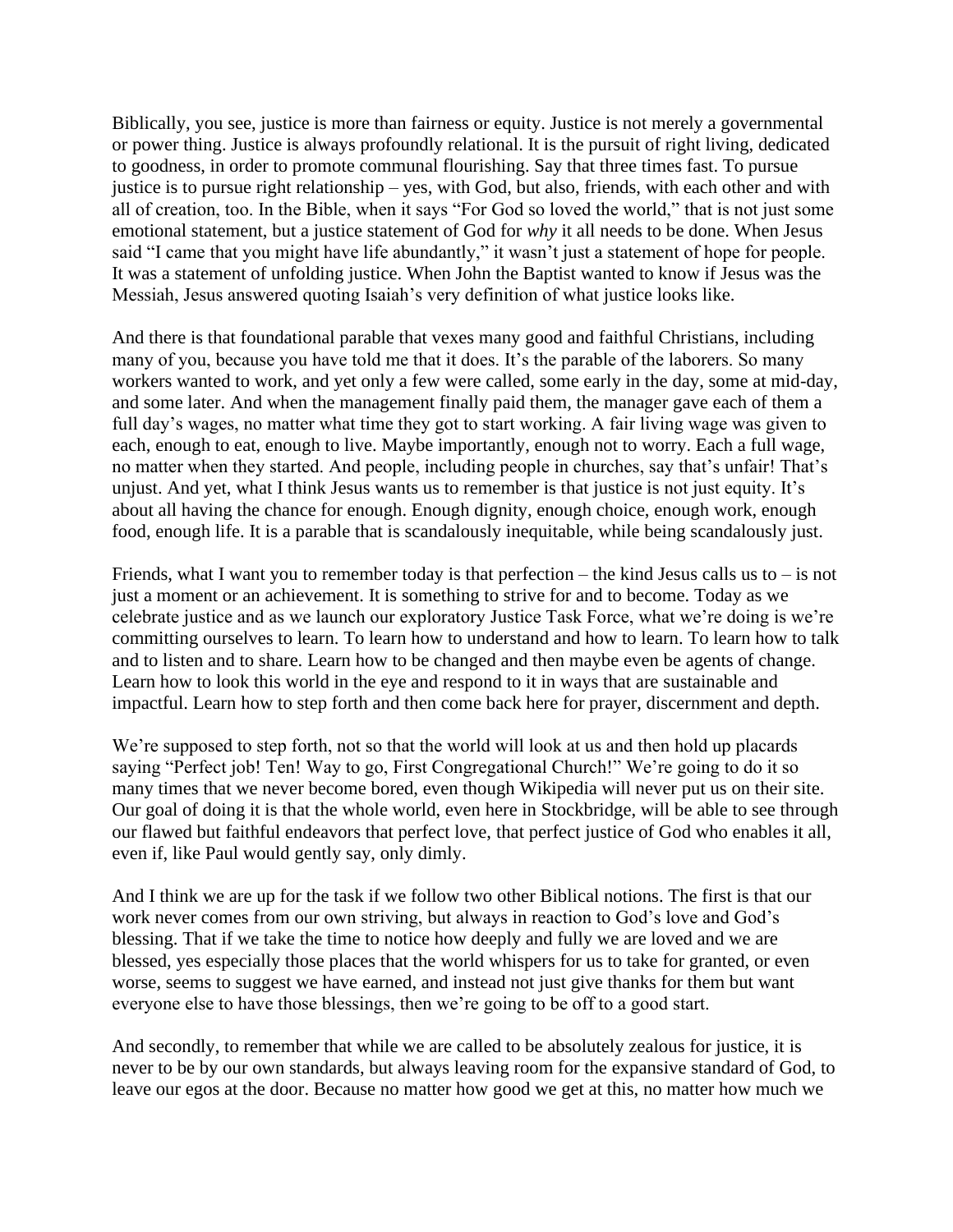Biblically, you see, justice is more than fairness or equity. Justice is not merely a governmental or power thing. Justice is always profoundly relational. It is the pursuit of right living, dedicated to goodness, in order to promote communal flourishing. Say that three times fast. To pursue justice is to pursue right relationship – yes, with God, but also, friends, with each other and with all of creation, too. In the Bible, when it says "For God so loved the world," that is not just some emotional statement, but a justice statement of God for *why* it all needs to be done. When Jesus said "I came that you might have life abundantly," it wasn't just a statement of hope for people. It was a statement of unfolding justice. When John the Baptist wanted to know if Jesus was the Messiah, Jesus answered quoting Isaiah's very definition of what justice looks like.

And there is that foundational parable that vexes many good and faithful Christians, including many of you, because you have told me that it does. It's the parable of the laborers. So many workers wanted to work, and yet only a few were called, some early in the day, some at mid-day, and some later. And when the management finally paid them, the manager gave each of them a full day's wages, no matter what time they got to start working. A fair living wage was given to each, enough to eat, enough to live. Maybe importantly, enough not to worry. Each a full wage, no matter when they started. And people, including people in churches, say that's unfair! That's unjust. And yet, what I think Jesus wants us to remember is that justice is not just equity. It's about all having the chance for enough. Enough dignity, enough choice, enough work, enough food, enough life. It is a parable that is scandalously inequitable, while being scandalously just.

Friends, what I want you to remember today is that perfection – the kind Jesus calls us to – is not just a moment or an achievement. It is something to strive for and to become. Today as we celebrate justice and as we launch our exploratory Justice Task Force, what we're doing is we're committing ourselves to learn. To learn how to understand and how to learn. To learn how to talk and to listen and to share. Learn how to be changed and then maybe even be agents of change. Learn how to look this world in the eye and respond to it in ways that are sustainable and impactful. Learn how to step forth and then come back here for prayer, discernment and depth.

We're supposed to step forth, not so that the world will look at us and then hold up placards saying "Perfect job! Ten! Way to go, First Congregational Church!" We're going to do it so many times that we never become bored, even though Wikipedia will never put us on their site. Our goal of doing it is that the whole world, even here in Stockbridge, will be able to see through our flawed but faithful endeavors that perfect love, that perfect justice of God who enables it all, even if, like Paul would gently say, only dimly.

And I think we are up for the task if we follow two other Biblical notions. The first is that our work never comes from our own striving, but always in reaction to God's love and God's blessing. That if we take the time to notice how deeply and fully we are loved and we are blessed, yes especially those places that the world whispers for us to take for granted, or even worse, seems to suggest we have earned, and instead not just give thanks for them but want everyone else to have those blessings, then we're going to be off to a good start.

And secondly, to remember that while we are called to be absolutely zealous for justice, it is never to be by our own standards, but always leaving room for the expansive standard of God, to leave our egos at the door. Because no matter how good we get at this, no matter how much we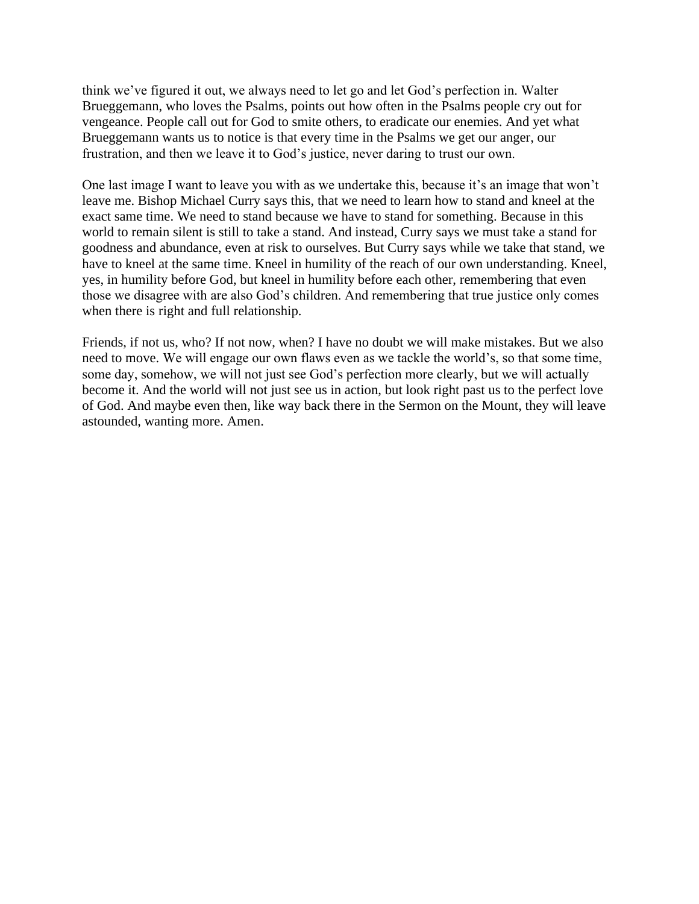think we've figured it out, we always need to let go and let God's perfection in. Walter Brueggemann, who loves the Psalms, points out how often in the Psalms people cry out for vengeance. People call out for God to smite others, to eradicate our enemies. And yet what Brueggemann wants us to notice is that every time in the Psalms we get our anger, our frustration, and then we leave it to God's justice, never daring to trust our own.

One last image I want to leave you with as we undertake this, because it's an image that won't leave me. Bishop Michael Curry says this, that we need to learn how to stand and kneel at the exact same time. We need to stand because we have to stand for something. Because in this world to remain silent is still to take a stand. And instead, Curry says we must take a stand for goodness and abundance, even at risk to ourselves. But Curry says while we take that stand, we have to kneel at the same time. Kneel in humility of the reach of our own understanding. Kneel, yes, in humility before God, but kneel in humility before each other, remembering that even those we disagree with are also God's children. And remembering that true justice only comes when there is right and full relationship.

Friends, if not us, who? If not now, when? I have no doubt we will make mistakes. But we also need to move. We will engage our own flaws even as we tackle the world's, so that some time, some day, somehow, we will not just see God's perfection more clearly, but we will actually become it. And the world will not just see us in action, but look right past us to the perfect love of God. And maybe even then, like way back there in the Sermon on the Mount, they will leave astounded, wanting more. Amen.